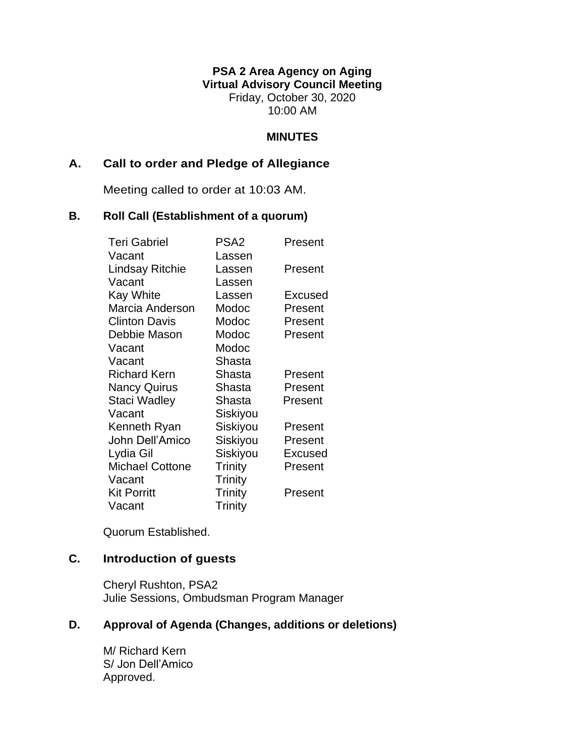**PSA 2 Area Agency on Aging**
**Virtual Advisory Council Meeting**
Friday, October 30, 2020
10:00 AM

**MINUTES**

## A. Call to order and Pledge of Allegiance

Meeting called to order at 10:03 AM.

## B. Roll Call (Establishment of a quorum)

| | | |
|---|---|---|
| Teri Gabriel | PSA2 | Present |
| Vacant | Lassen | |
| Lindsay Ritchie | Lassen | Present |
| Vacant | Lassen | |
| Kay White | Lassen | Excused |
| Marcia Anderson | Modoc | Present |
| Clinton Davis | Modoc | Present |
| Debbie Mason | Modoc | Present |
| Vacant | Modoc | |
| Vacant | Shasta | |
| Richard Kern | Shasta | Present |
| Nancy Quirus | Shasta | Present |
| Staci Wadley | Shasta | Present |
| Vacant | Siskiyou | |
| Kenneth Ryan | Siskiyou | Present |
| John Dell'Amico | Siskiyou | Present |
| Lydia Gil | Siskiyou | Excused |
| Michael Cottone | Trinity | Present |
| Vacant | Trinity | |
| Kit Porritt | Trinity | Present |
| Vacant | Trinity | |

Quorum Established.

## C. Introduction of guests

Cheryl Rushton, PSA2
Julie Sessions, Ombudsman Program Manager

## D. Approval of Agenda (Changes, additions or deletions)

M/ Richard Kern
S/ Jon Dell'Amico
Approved.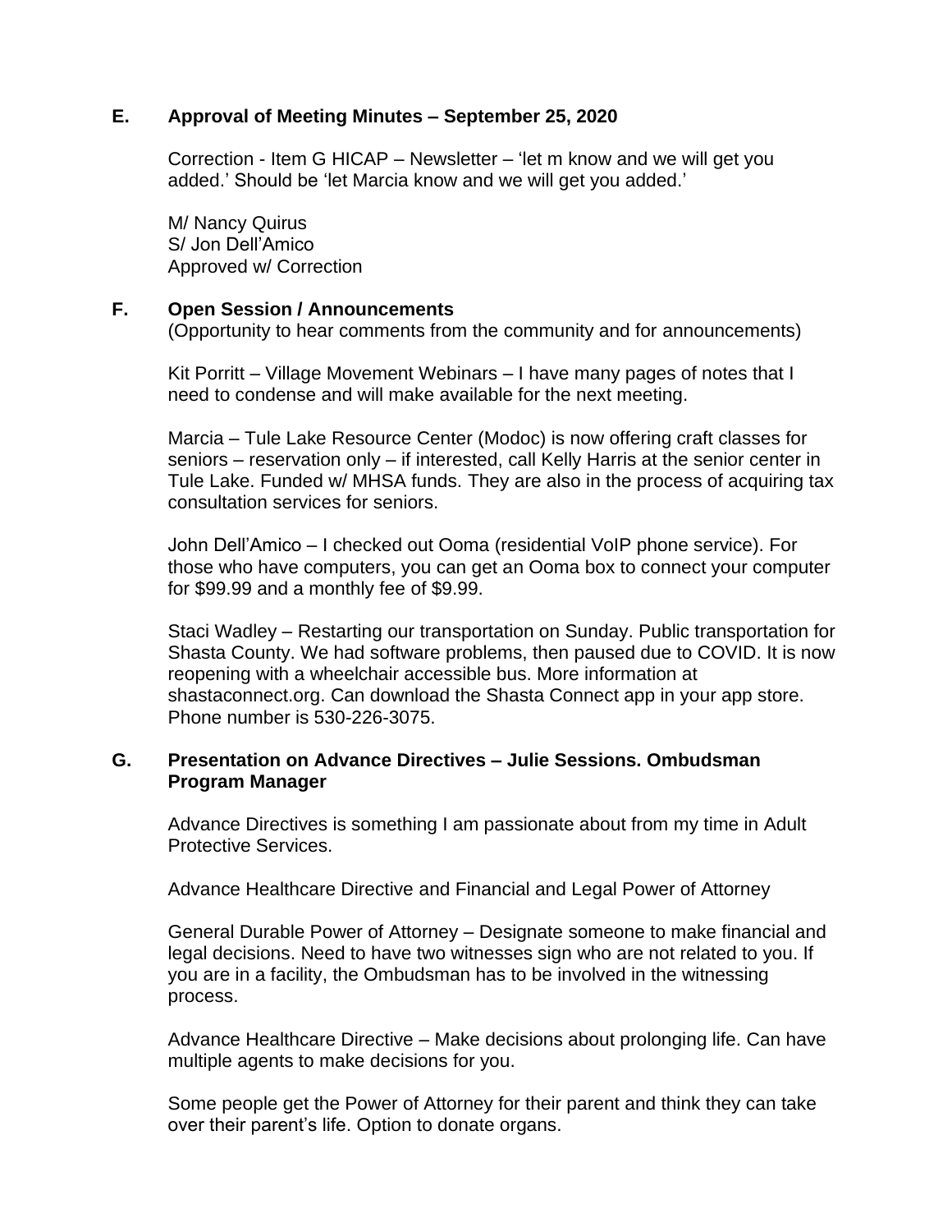### E. Approval of Meeting Minutes – September 25, 2020

Correction - Item G HICAP – Newsletter – 'let m know and we will get you added.' Should be 'let Marcia know and we will get you added.'

M/ Nancy Quirus
S/ Jon Dell'Amico
Approved w/ Correction

### F. Open Session / Announcements

(Opportunity to hear comments from the community and for announcements)

Kit Porritt – Village Movement Webinars – I have many pages of notes that I need to condense and will make available for the next meeting.

Marcia – Tule Lake Resource Center (Modoc) is now offering craft classes for seniors – reservation only – if interested, call Kelly Harris at the senior center in Tule Lake. Funded w/ MHSA funds. They are also in the process of acquiring tax consultation services for seniors.

John Dell'Amico – I checked out Ooma (residential VoIP phone service). For those who have computers, you can get an Ooma box to connect your computer for $99.99 and a monthly fee of $9.99.

Staci Wadley – Restarting our transportation on Sunday. Public transportation for Shasta County. We had software problems, then paused due to COVID. It is now reopening with a wheelchair accessible bus. More information at shastaconnect.org. Can download the Shasta Connect app in your app store. Phone number is 530-226-3075.

### G. Presentation on Advance Directives – Julie Sessions. Ombudsman Program Manager

Advance Directives is something I am passionate about from my time in Adult Protective Services.

Advance Healthcare Directive and Financial and Legal Power of Attorney

General Durable Power of Attorney – Designate someone to make financial and legal decisions. Need to have two witnesses sign who are not related to you. If you are in a facility, the Ombudsman has to be involved in the witnessing process.

Advance Healthcare Directive – Make decisions about prolonging life. Can have multiple agents to make decisions for you.

Some people get the Power of Attorney for their parent and think they can take over their parent's life. Option to donate organs.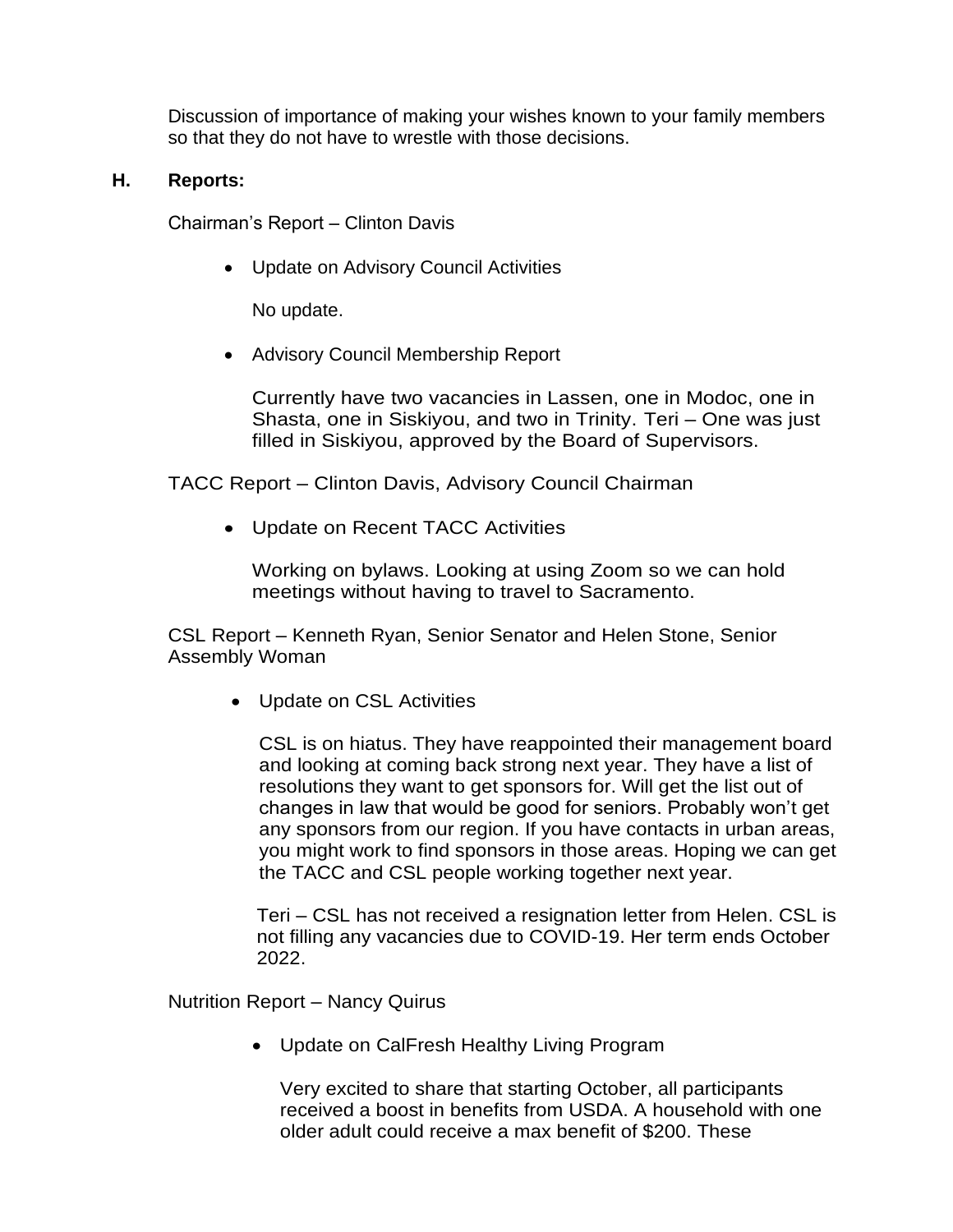Discussion of importance of making your wishes known to your family members so that they do not have to wrestle with those decisions.

**H. Reports:**

Chairman's Report – Clinton Davis

- Update on Advisory Council Activities

  No update.

- Advisory Council Membership Report

  Currently have two vacancies in Lassen, one in Modoc, one in Shasta, one in Siskiyou, and two in Trinity. Teri – One was just filled in Siskiyou, approved by the Board of Supervisors.

TACC Report – Clinton Davis, Advisory Council Chairman

- Update on Recent TACC Activities

  Working on bylaws. Looking at using Zoom so we can hold meetings without having to travel to Sacramento.

CSL Report – Kenneth Ryan, Senior Senator and Helen Stone, Senior Assembly Woman

- Update on CSL Activities

  CSL is on hiatus. They have reappointed their management board and looking at coming back strong next year. They have a list of resolutions they want to get sponsors for. Will get the list out of changes in law that would be good for seniors. Probably won't get any sponsors from our region. If you have contacts in urban areas, you might work to find sponsors in those areas. Hoping we can get the TACC and CSL people working together next year.

  Teri – CSL has not received a resignation letter from Helen. CSL is not filling any vacancies due to COVID-19. Her term ends October 2022.

Nutrition Report – Nancy Quirus

- Update on CalFresh Healthy Living Program

  Very excited to share that starting October, all participants received a boost in benefits from USDA. A household with one older adult could receive a max benefit of $200. These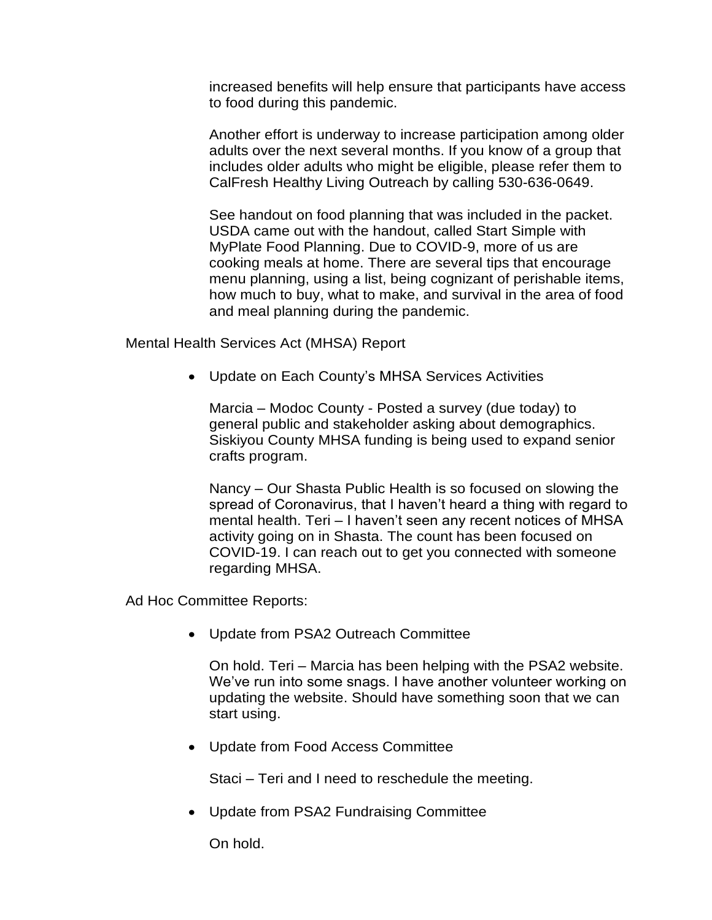increased benefits will help ensure that participants have access to food during this pandemic.

Another effort is underway to increase participation among older adults over the next several months. If you know of a group that includes older adults who might be eligible, please refer them to CalFresh Healthy Living Outreach by calling 530-636-0649.

See handout on food planning that was included in the packet. USDA came out with the handout, called Start Simple with MyPlate Food Planning. Due to COVID-9, more of us are cooking meals at home. There are several tips that encourage menu planning, using a list, being cognizant of perishable items, how much to buy, what to make, and survival in the area of food and meal planning during the pandemic.

Mental Health Services Act (MHSA) Report

- Update on Each County's MHSA Services Activities

  Marcia – Modoc County - Posted a survey (due today) to general public and stakeholder asking about demographics. Siskiyou County MHSA funding is being used to expand senior crafts program.

  Nancy – Our Shasta Public Health is so focused on slowing the spread of Coronavirus, that I haven't heard a thing with regard to mental health. Teri – I haven't seen any recent notices of MHSA activity going on in Shasta. The count has been focused on COVID-19. I can reach out to get you connected with someone regarding MHSA.

Ad Hoc Committee Reports:

- Update from PSA2 Outreach Committee

  On hold. Teri – Marcia has been helping with the PSA2 website. We've run into some snags. I have another volunteer working on updating the website. Should have something soon that we can start using.

- Update from Food Access Committee

  Staci – Teri and I need to reschedule the meeting.

- Update from PSA2 Fundraising Committee

  On hold.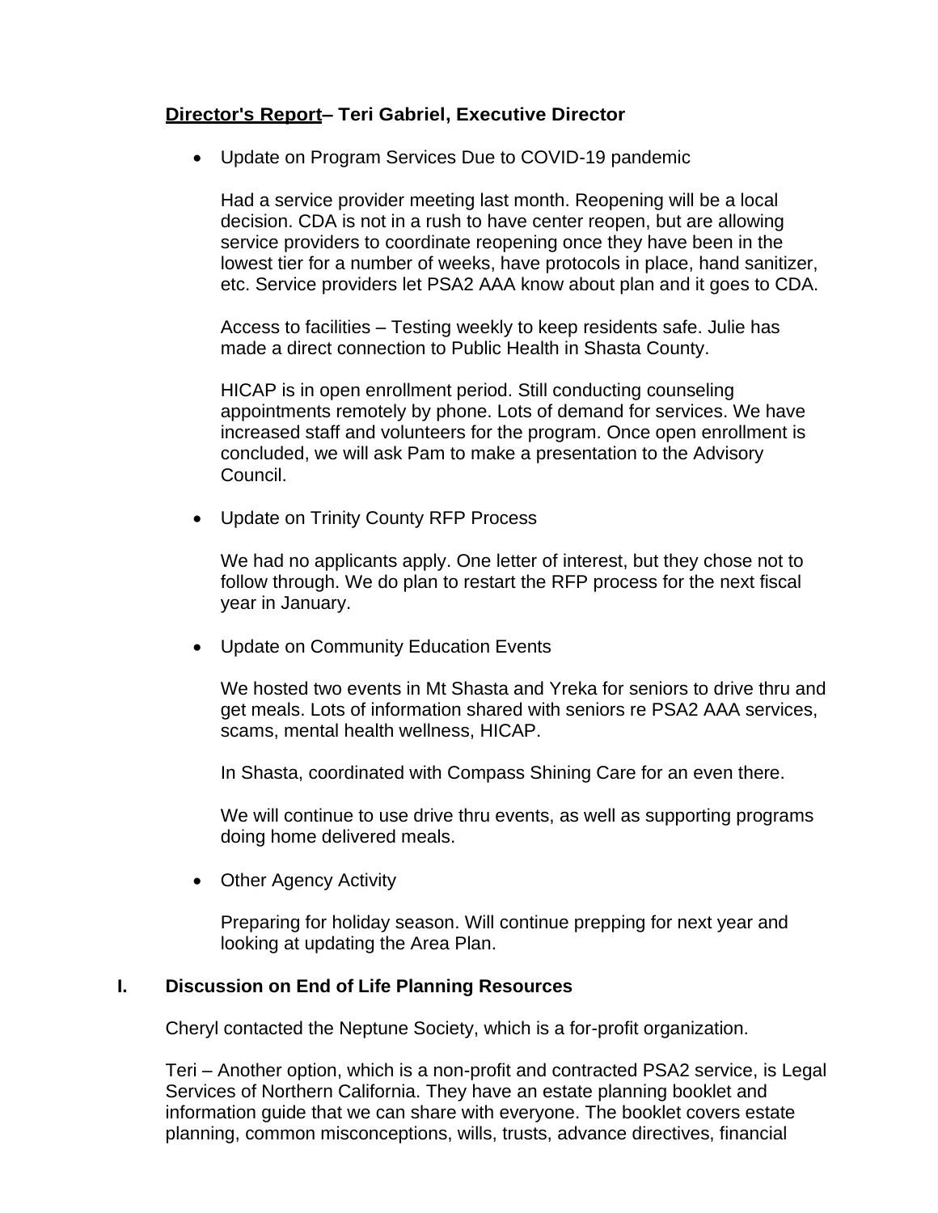**<u>Director's Report</u>– Teri Gabriel, Executive Director**

- Update on Program Services Due to COVID-19 pandemic

  Had a service provider meeting last month. Reopening will be a local decision. CDA is not in a rush to have center reopen, but are allowing service providers to coordinate reopening once they have been in the lowest tier for a number of weeks, have protocols in place, hand sanitizer, etc. Service providers let PSA2 AAA know about plan and it goes to CDA.

  Access to facilities – Testing weekly to keep residents safe. Julie has made a direct connection to Public Health in Shasta County.

  HICAP is in open enrollment period. Still conducting counseling appointments remotely by phone. Lots of demand for services. We have increased staff and volunteers for the program. Once open enrollment is concluded, we will ask Pam to make a presentation to the Advisory Council.

- Update on Trinity County RFP Process

  We had no applicants apply. One letter of interest, but they chose not to follow through. We do plan to restart the RFP process for the next fiscal year in January.

- Update on Community Education Events

  We hosted two events in Mt Shasta and Yreka for seniors to drive thru and get meals. Lots of information shared with seniors re PSA2 AAA services, scams, mental health wellness, HICAP.

  In Shasta, coordinated with Compass Shining Care for an even there.

  We will continue to use drive thru events, as well as supporting programs doing home delivered meals.

- Other Agency Activity

  Preparing for holiday season. Will continue prepping for next year and looking at updating the Area Plan.

## I. Discussion on End of Life Planning Resources

Cheryl contacted the Neptune Society, which is a for-profit organization.

Teri – Another option, which is a non-profit and contracted PSA2 service, is Legal Services of Northern California. They have an estate planning booklet and information guide that we can share with everyone. The booklet covers estate planning, common misconceptions, wills, trusts, advance directives, financial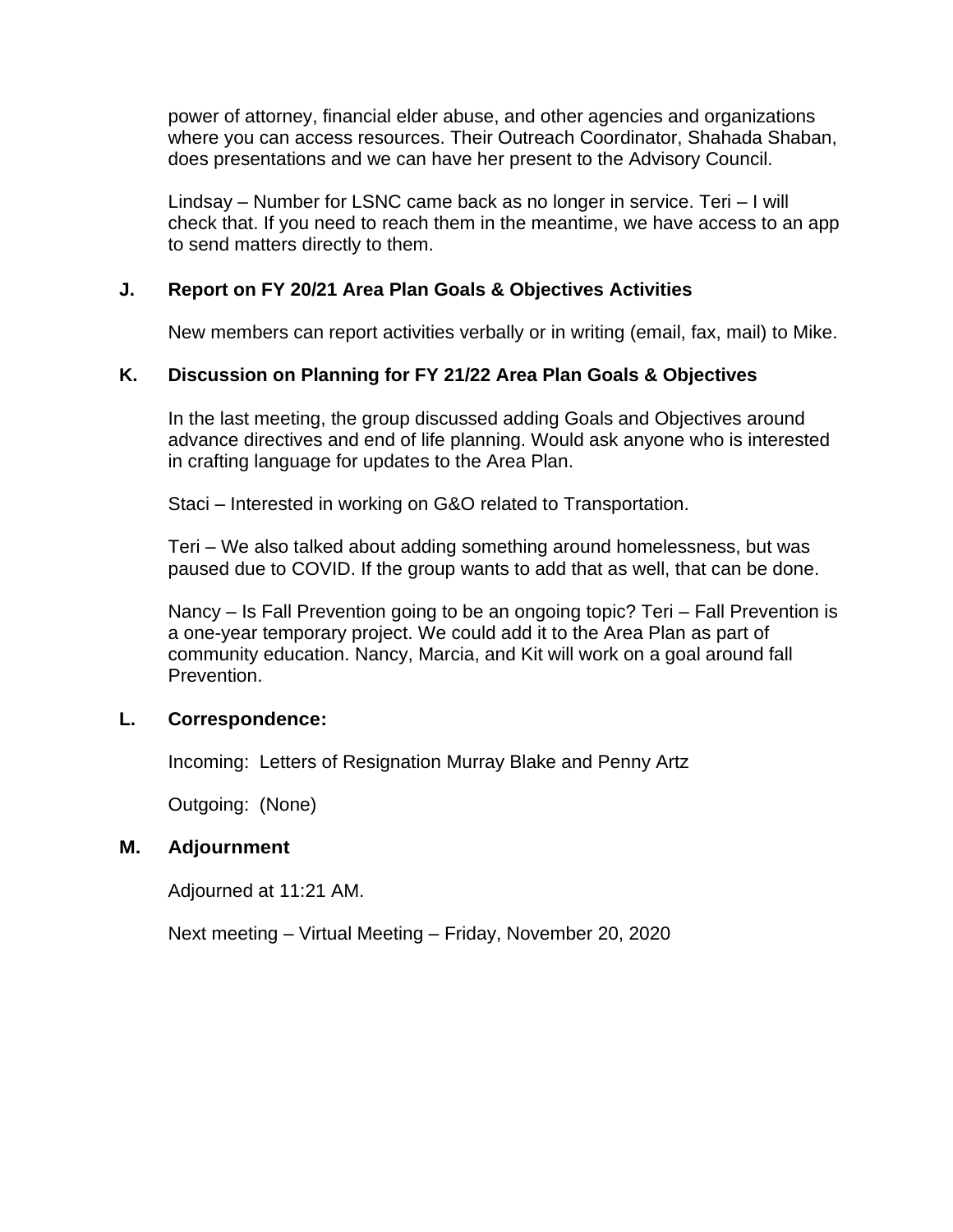power of attorney, financial elder abuse, and other agencies and organizations where you can access resources. Their Outreach Coordinator, Shahada Shaban, does presentations and we can have her present to the Advisory Council.

Lindsay – Number for LSNC came back as no longer in service. Teri – I will check that. If you need to reach them in the meantime, we have access to an app to send matters directly to them.

**J. Report on FY 20/21 Area Plan Goals & Objectives Activities**

New members can report activities verbally or in writing (email, fax, mail) to Mike.

**K. Discussion on Planning for FY 21/22 Area Plan Goals & Objectives**

In the last meeting, the group discussed adding Goals and Objectives around advance directives and end of life planning. Would ask anyone who is interested in crafting language for updates to the Area Plan.

Staci – Interested in working on G&O related to Transportation.

Teri – We also talked about adding something around homelessness, but was paused due to COVID. If the group wants to add that as well, that can be done.

Nancy – Is Fall Prevention going to be an ongoing topic? Teri – Fall Prevention is a one-year temporary project. We could add it to the Area Plan as part of community education. Nancy, Marcia, and Kit will work on a goal around fall Prevention.

**L. Correspondence:**

Incoming: Letters of Resignation Murray Blake and Penny Artz

Outgoing: (None)

**M. Adjournment**

Adjourned at 11:21 AM.

Next meeting – Virtual Meeting – Friday, November 20, 2020